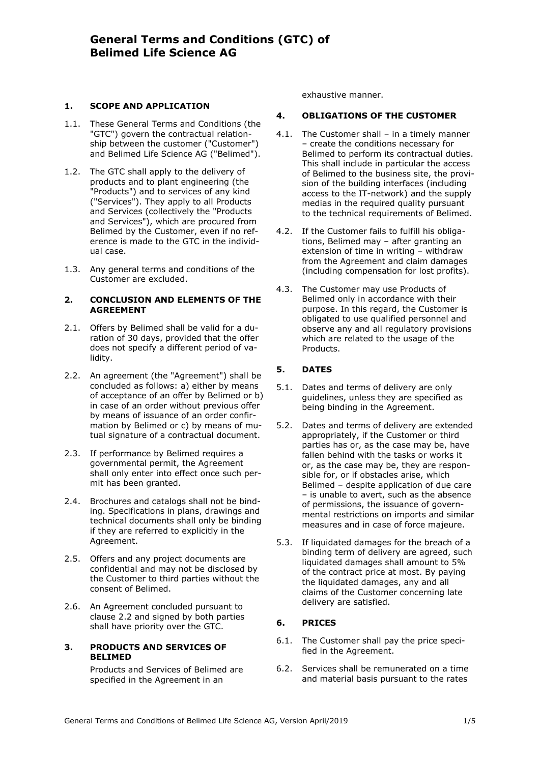# General Terms and Conditions (GTC) of Belimed Life Science AG

## 1. SCOPE AND APPLICATION

1.1. These General Terms and Conditions (the "GTC") govern the contractual relationship between the customer ("Customer") and Belimed Life Science AG ("Belimed").

1.2. The GTC shall apply to the delivery of products and to plant engineering (the "Products") and to services of any kind ("Services"). They apply to all Products and Services (collectively the "Products and Services"), which are procured from Belimed by the Customer, even if no reference is made to the GTC in the individual case.

1.3. Any general terms and conditions of the Customer are excluded.

## 2. CONCLUSION AND ELEMENTS OF THE AGREEMENT

2.1. Offers by Belimed shall be valid for a duration of 30 days, provided that the offer does not specify a different period of validity.

2.2. An agreement (the "Agreement") shall be concluded as follows: a) either by means of acceptance of an offer by Belimed or b) in case of an order without previous offer by means of issuance of an order confirmation by Belimed or c) by means of mutual signature of a contractual document.

2.3. If performance by Belimed requires a governmental permit, the Agreement shall only enter into effect once such permit has been granted.

2.4. Brochures and catalogs shall not be binding. Specifications in plans, drawings and technical documents shall only be binding if they are referred to explicitly in the Agreement.

2.5. Offers and any project documents are confidential and may not be disclosed by the Customer to third parties without the consent of Belimed.

2.6. An Agreement concluded pursuant to clause 2.2 and signed by both parties shall have priority over the GTC.

## 3. PRODUCTS AND SERVICES OF BELIMED

Products and Services of Belimed are specified in the Agreement in an exhaustive manner.

## 4. OBLIGATIONS OF THE CUSTOMER

4.1. The Customer shall – in a timely manner – create the conditions necessary for Belimed to perform its contractual duties. This shall include in particular the access of Belimed to the business site, the provision of the building interfaces (including access to the IT-network) and the supply medias in the required quality pursuant to the technical requirements of Belimed.

4.2. If the Customer fails to fulfill his obligations, Belimed may – after granting an extension of time in writing – withdraw from the Agreement and claim damages (including compensation for lost profits).

4.3. The Customer may use Products of Belimed only in accordance with their purpose. In this regard, the Customer is obligated to use qualified personnel and observe any and all regulatory provisions which are related to the usage of the Products.

## 5. DATES

5.1. Dates and terms of delivery are only guidelines, unless they are specified as being binding in the Agreement.

5.2. Dates and terms of delivery are extended appropriately, if the Customer or third parties has or, as the case may be, have fallen behind with the tasks or works it or, as the case may be, they are responsible for, or if obstacles arise, which Belimed – despite application of due care – is unable to avert, such as the absence of permissions, the issuance of governmental restrictions on imports and similar measures and in case of force majeure.

5.3. If liquidated damages for the breach of a binding term of delivery are agreed, such liquidated damages shall amount to 5% of the contract price at most. By paying the liquidated damages, any and all claims of the Customer concerning late delivery are satisfied.

## 6. PRICES

6.1. The Customer shall pay the price specified in the Agreement.

6.2. Services shall be remunerated on a time and material basis pursuant to the rates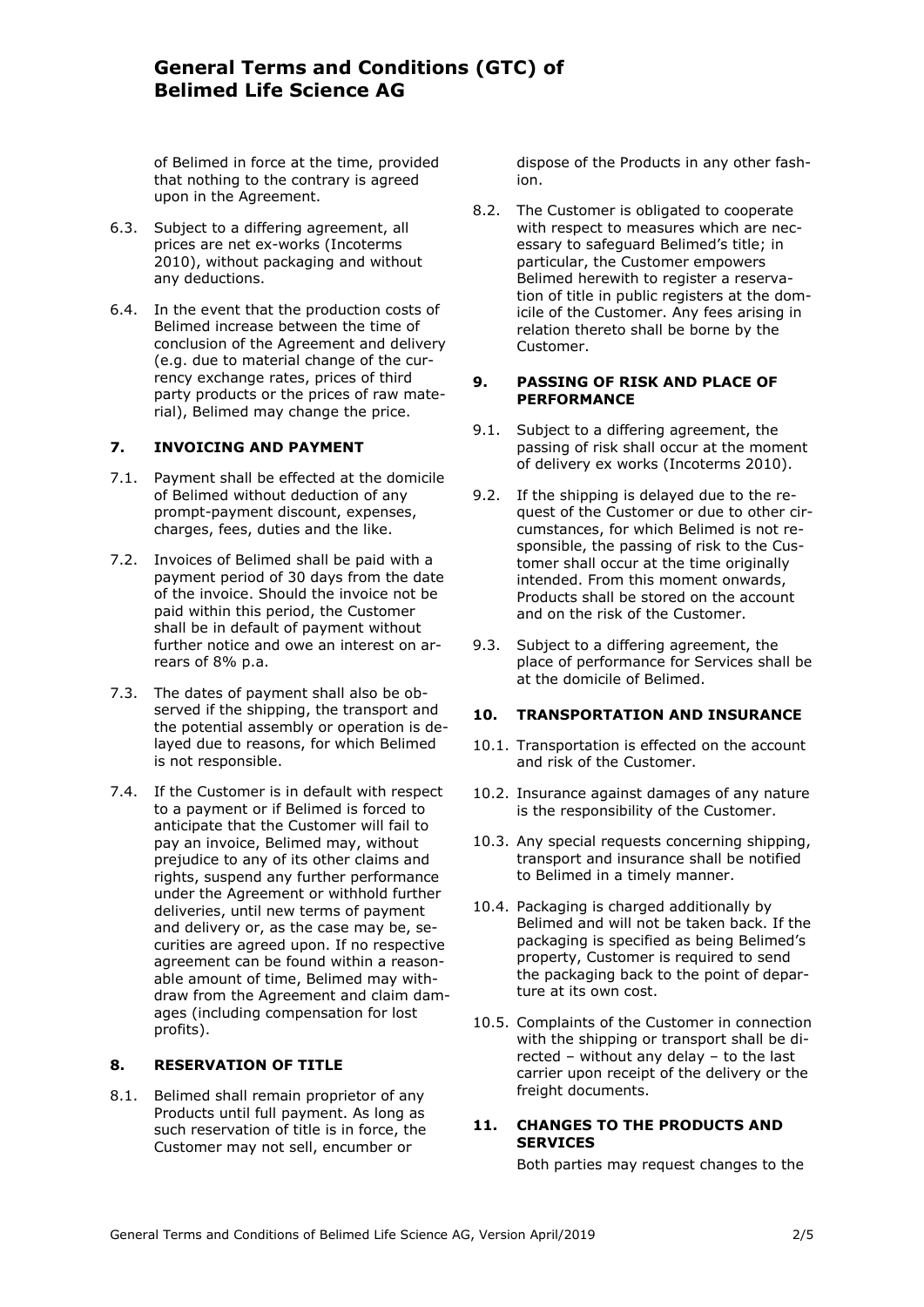of Belimed in force at the time, provided that nothing to the contrary is agreed upon in the Agreement.

6.3. Subject to a differing agreement, all prices are net ex-works (Incoterms 2010), without packaging and without any deductions.

6.4. In the event that the production costs of Belimed increase between the time of conclusion of the Agreement and delivery (e.g. due to material change of the currency exchange rates, prices of third party products or the prices of raw material), Belimed may change the price.

## 7. INVOICING AND PAYMENT

7.1. Payment shall be effected at the domicile of Belimed without deduction of any prompt-payment discount, expenses, charges, fees, duties and the like.

7.2. Invoices of Belimed shall be paid with a payment period of 30 days from the date of the invoice. Should the invoice not be paid within this period, the Customer shall be in default of payment without further notice and owe an interest on arrears of 8% p.a.

7.3. The dates of payment shall also be observed if the shipping, the transport and the potential assembly or operation is delayed due to reasons, for which Belimed is not responsible.

7.4. If the Customer is in default with respect to a payment or if Belimed is forced to anticipate that the Customer will fail to pay an invoice, Belimed may, without prejudice to any of its other claims and rights, suspend any further performance under the Agreement or withhold further deliveries, until new terms of payment and delivery or, as the case may be, securities are agreed upon. If no respective agreement can be found within a reasonable amount of time, Belimed may withdraw from the Agreement and claim damages (including compensation for lost profits).

## 8. RESERVATION OF TITLE

8.1. Belimed shall remain proprietor of any Products until full payment. As long as such reservation of title is in force, the Customer may not sell, encumber or dispose of the Products in any other fashion.

8.2. The Customer is obligated to cooperate with respect to measures which are necessary to safeguard Belimed's title; in particular, the Customer empowers Belimed herewith to register a reservation of title in public registers at the domicile of the Customer. Any fees arising in relation thereto shall be borne by the Customer.

## 9. PASSING OF RISK AND PLACE OF PERFORMANCE

9.1. Subject to a differing agreement, the passing of risk shall occur at the moment of delivery ex works (Incoterms 2010).

9.2. If the shipping is delayed due to the request of the Customer or due to other circumstances, for which Belimed is not responsible, the passing of risk to the Customer shall occur at the time originally intended. From this moment onwards, Products shall be stored on the account and on the risk of the Customer.

9.3. Subject to a differing agreement, the place of performance for Services shall be at the domicile of Belimed.

## 10. TRANSPORTATION AND INSURANCE

10.1. Transportation is effected on the account and risk of the Customer.

10.2. Insurance against damages of any nature is the responsibility of the Customer.

10.3. Any special requests concerning shipping, transport and insurance shall be notified to Belimed in a timely manner.

10.4. Packaging is charged additionally by Belimed and will not be taken back. If the packaging is specified as being Belimed's property, Customer is required to send the packaging back to the point of departure at its own cost.

10.5. Complaints of the Customer in connection with the shipping or transport shall be directed – without any delay – to the last carrier upon receipt of the delivery or the freight documents.

## 11. CHANGES TO THE PRODUCTS AND SERVICES

Both parties may request changes to the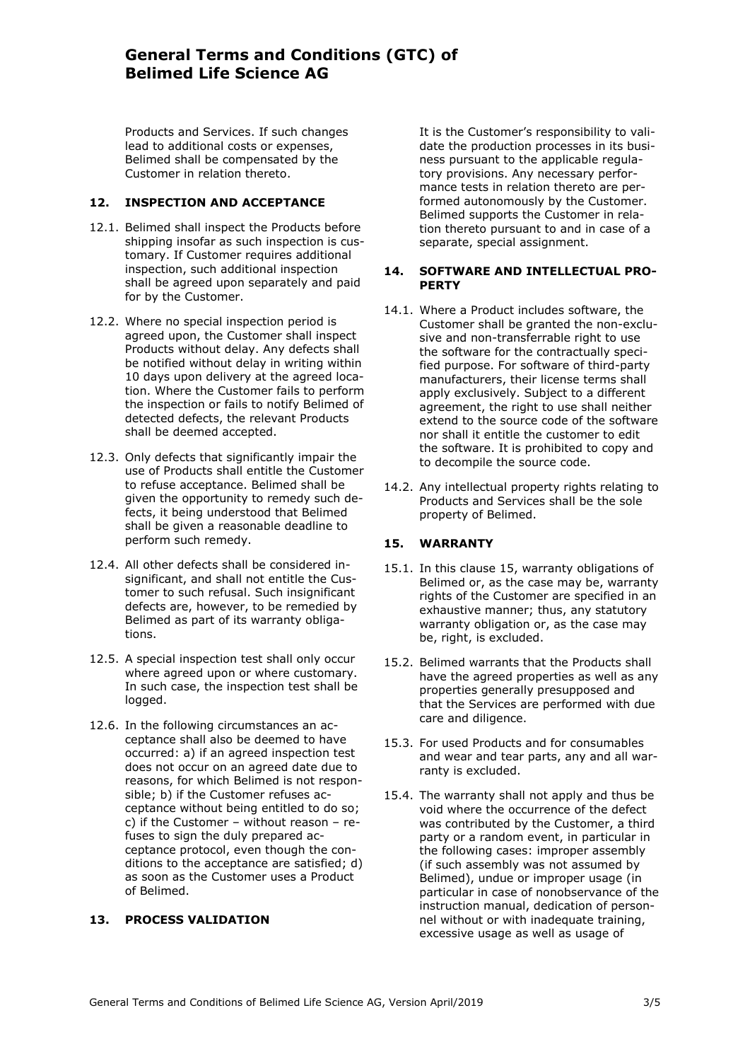Products and Services. If such changes lead to additional costs or expenses, Belimed shall be compensated by the Customer in relation thereto.

## 12. INSPECTION AND ACCEPTANCE

12.1. Belimed shall inspect the Products before shipping insofar as such inspection is customary. If Customer requires additional inspection, such additional inspection shall be agreed upon separately and paid for by the Customer.

12.2. Where no special inspection period is agreed upon, the Customer shall inspect Products without delay. Any defects shall be notified without delay in writing within 10 days upon delivery at the agreed location. Where the Customer fails to perform the inspection or fails to notify Belimed of detected defects, the relevant Products shall be deemed accepted.

12.3. Only defects that significantly impair the use of Products shall entitle the Customer to refuse acceptance. Belimed shall be given the opportunity to remedy such defects, it being understood that Belimed shall be given a reasonable deadline to perform such remedy.

12.4. All other defects shall be considered insignificant, and shall not entitle the Customer to such refusal. Such insignificant defects are, however, to be remedied by Belimed as part of its warranty obligations.

12.5. A special inspection test shall only occur where agreed upon or where customary. In such case, the inspection test shall be logged.

12.6. In the following circumstances an acceptance shall also be deemed to have occurred: a) if an agreed inspection test does not occur on an agreed date due to reasons, for which Belimed is not responsible; b) if the Customer refuses acceptance without being entitled to do so; c) if the Customer – without reason – refuses to sign the duly prepared acceptance protocol, even though the conditions to the acceptance are satisfied; d) as soon as the Customer uses a Product of Belimed.

## 13. PROCESS VALIDATION

It is the Customer's responsibility to validate the production processes in its business pursuant to the applicable regulatory provisions. Any necessary performance tests in relation thereto are performed autonomously by the Customer. Belimed supports the Customer in relation thereto pursuant to and in case of a separate, special assignment.

## 14. SOFTWARE AND INTELLECTUAL PROPERTY

14.1. Where a Product includes software, the Customer shall be granted the non-exclusive and non-transferrable right to use the software for the contractually specified purpose. For software of third-party manufacturers, their license terms shall apply exclusively. Subject to a different agreement, the right to use shall neither extend to the source code of the software nor shall it entitle the customer to edit the software. It is prohibited to copy and to decompile the source code.

14.2. Any intellectual property rights relating to Products and Services shall be the sole property of Belimed.

## 15. WARRANTY

15.1. In this clause 15, warranty obligations of Belimed or, as the case may be, warranty rights of the Customer are specified in an exhaustive manner; thus, any statutory warranty obligation or, as the case may be, right, is excluded.

15.2. Belimed warrants that the Products shall have the agreed properties as well as any properties generally presupposed and that the Services are performed with due care and diligence.

15.3. For used Products and for consumables and wear and tear parts, any and all warranty is excluded.

15.4. The warranty shall not apply and thus be void where the occurrence of the defect was contributed by the Customer, a third party or a random event, in particular in the following cases: improper assembly (if such assembly was not assumed by Belimed), undue or improper usage (in particular in case of nonobservance of the instruction manual, dedication of personnel without or with inadequate training, excessive usage as well as usage of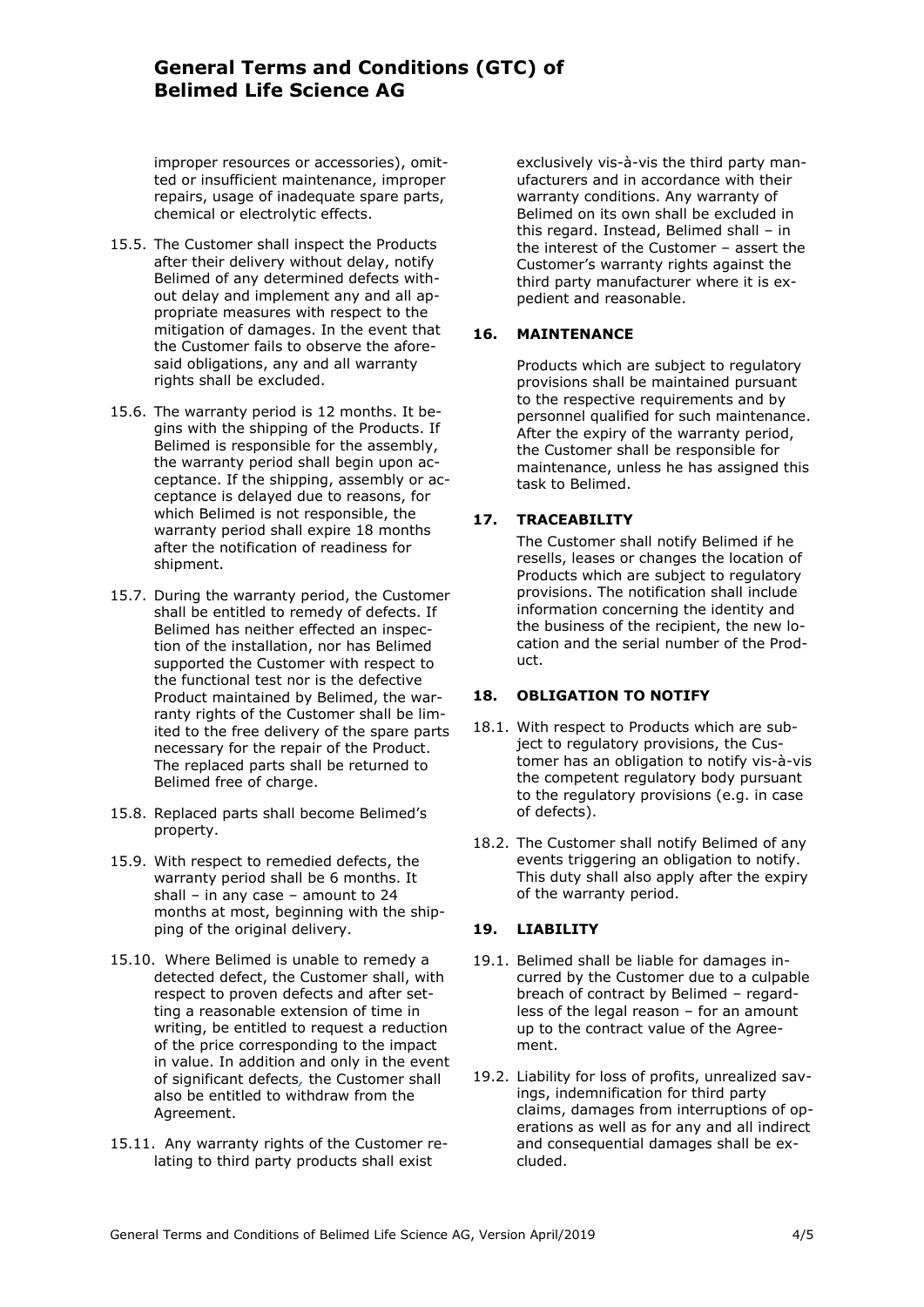improper resources or accessories), omitted or insufficient maintenance, improper repairs, usage of inadequate spare parts, chemical or electrolytic effects.

15.5. The Customer shall inspect the Products after their delivery without delay, notify Belimed of any determined defects without delay and implement any and all appropriate measures with respect to the mitigation of damages. In the event that the Customer fails to observe the aforesaid obligations, any and all warranty rights shall be excluded.

15.6. The warranty period is 12 months. It begins with the shipping of the Products. If Belimed is responsible for the assembly, the warranty period shall begin upon acceptance. If the shipping, assembly or acceptance is delayed due to reasons, for which Belimed is not responsible, the warranty period shall expire 18 months after the notification of readiness for shipment.

15.7. During the warranty period, the Customer shall be entitled to remedy of defects. If Belimed has neither effected an inspection of the installation, nor has Belimed supported the Customer with respect to the functional test nor is the defective Product maintained by Belimed, the warranty rights of the Customer shall be limited to the free delivery of the spare parts necessary for the repair of the Product. The replaced parts shall be returned to Belimed free of charge.

15.8. Replaced parts shall become Belimed's property.

15.9. With respect to remedied defects, the warranty period shall be 6 months. It shall – in any case – amount to 24 months at most, beginning with the shipping of the original delivery.

15.10. Where Belimed is unable to remedy a detected defect, the Customer shall, with respect to proven defects and after setting a reasonable extension of time in writing, be entitled to request a reduction of the price corresponding to the impact in value. In addition and only in the event of significant defects, the Customer shall also be entitled to withdraw from the Agreement.

15.11. Any warranty rights of the Customer relating to third party products shall exist exclusively vis-à-vis the third party manufacturers and in accordance with their warranty conditions. Any warranty of Belimed on its own shall be excluded in this regard. Instead, Belimed shall – in the interest of the Customer – assert the Customer's warranty rights against the third party manufacturer where it is expedient and reasonable.

## 16. MAINTENANCE

Products which are subject to regulatory provisions shall be maintained pursuant to the respective requirements and by personnel qualified for such maintenance. After the expiry of the warranty period, the Customer shall be responsible for maintenance, unless he has assigned this task to Belimed.

## 17. TRACEABILITY

The Customer shall notify Belimed if he resells, leases or changes the location of Products which are subject to regulatory provisions. The notification shall include information concerning the identity and the business of the recipient, the new location and the serial number of the Product.

## 18. OBLIGATION TO NOTIFY

18.1. With respect to Products which are subject to regulatory provisions, the Customer has an obligation to notify vis-à-vis the competent regulatory body pursuant to the regulatory provisions (e.g. in case of defects).

18.2. The Customer shall notify Belimed of any events triggering an obligation to notify. This duty shall also apply after the expiry of the warranty period.

## 19. LIABILITY

19.1. Belimed shall be liable for damages incurred by the Customer due to a culpable breach of contract by Belimed – regardless of the legal reason – for an amount up to the contract value of the Agreement.

19.2. Liability for loss of profits, unrealized savings, indemnification for third party claims, damages from interruptions of operations as well as for any and all indirect and consequential damages shall be excluded.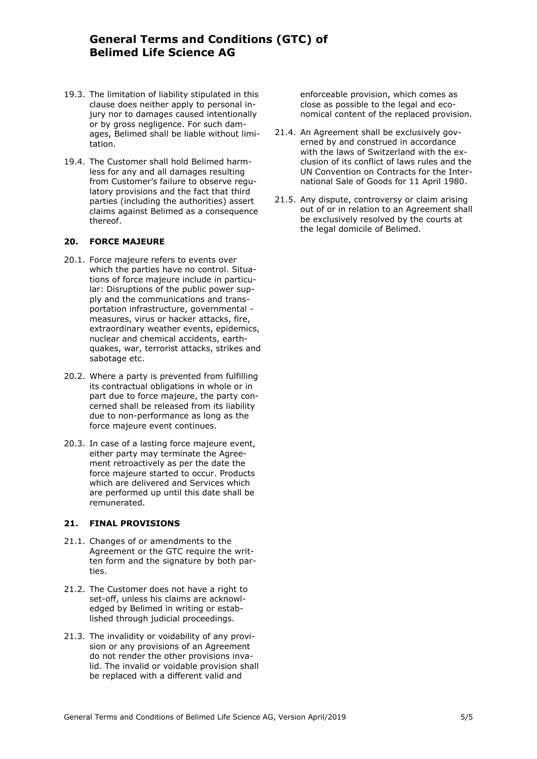19.3. The limitation of liability stipulated in this clause does neither apply to personal injury nor to damages caused intentionally or by gross negligence. For such damages, Belimed shall be liable without limitation.

19.4. The Customer shall hold Belimed harmless for any and all damages resulting from Customer's failure to observe regulatory provisions and the fact that third parties (including the authorities) assert claims against Belimed as a consequence thereof.

## 20. FORCE MAJEURE

20.1. Force majeure refers to events over which the parties have no control. Situations of force majeure include in particular: Disruptions of the public power supply and the communications and transportation infrastructure, governmental - measures, virus or hacker attacks, fire, extraordinary weather events, epidemics, nuclear and chemical accidents, earthquakes, war, terrorist attacks, strikes and sabotage etc.

20.2. Where a party is prevented from fulfilling its contractual obligations in whole or in part due to force majeure, the party concerned shall be released from its liability due to non-performance as long as the force majeure event continues.

20.3. In case of a lasting force majeure event, either party may terminate the Agreement retroactively as per the date the force majeure started to occur. Products which are delivered and Services which are performed up until this date shall be remunerated.

## 21. FINAL PROVISIONS

21.1. Changes of or amendments to the Agreement or the GTC require the written form and the signature by both parties.

21.2. The Customer does not have a right to set-off, unless his claims are acknowledged by Belimed in writing or established through judicial proceedings.

21.3. The invalidity or voidability of any provision or any provisions of an Agreement do not render the other provisions invalid. The invalid or voidable provision shall be replaced with a different valid and enforceable provision, which comes as close as possible to the legal and economical content of the replaced provision.

21.4. An Agreement shall be exclusively governed by and construed in accordance with the laws of Switzerland with the exclusion of its conflict of laws rules and the UN Convention on Contracts for the International Sale of Goods for 11 April 1980.

21.5. Any dispute, controversy or claim arising out of or in relation to an Agreement shall be exclusively resolved by the courts at the legal domicile of Belimed.